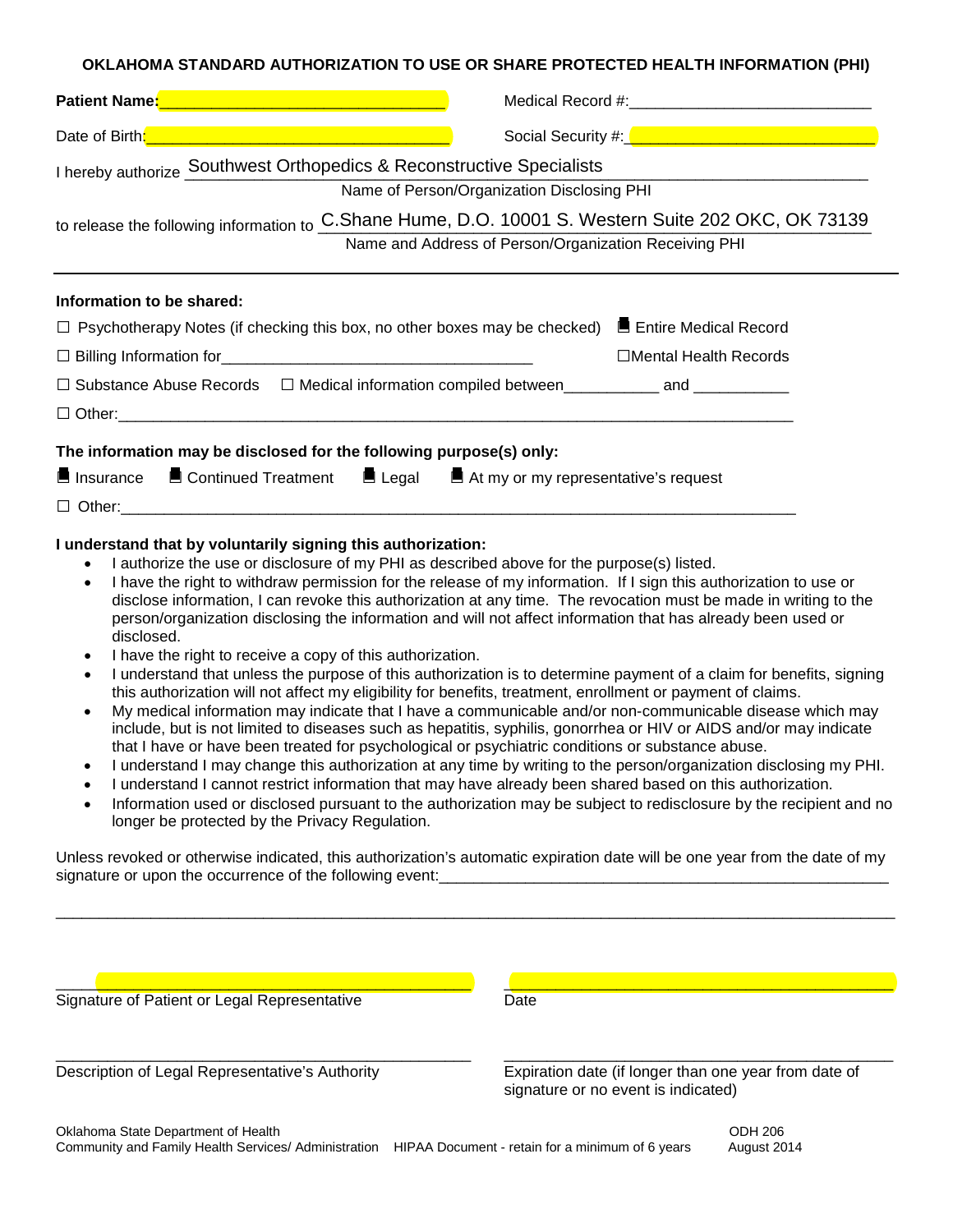# OKLAHOMA STANDARD AUTHORIZATION TO USE OR SHARE PROTECTED HEALTH INFORMATION (PHI)

**Patient Name:**________________________________ Medical Record #:___________________________

Date of Birth:_________________________________ Social Security #:___________________________

I hereby authorize Southwest Orthopedics & Reconstructive Specialists
Name of Person/Organization Disclosing PHI

to release the following information to C.Shane Hume, D.O. 10001 S. Western Suite 202 OKC, OK 73139
Name and Address of Person/Organization Receiving PHI

---

**Information to be shared:**

☐ Psychotherapy Notes (if checking this box, no other boxes may be checked) ■ Entire Medical Record

☐ Billing Information for___________________________________ ☐Mental Health Records

☐ Substance Abuse Records ☐ Medical information compiled between__________ and __________

☐ Other:___________________________________________________________________________

**The information may be disclosed for the following purpose(s) only:**

■ Insurance ■ Continued Treatment ■ Legal ■ At my or my representative's request

☐ Other:___________________________________________________________________________

**I understand that by voluntarily signing this authorization:**

- I authorize the use or disclosure of my PHI as described above for the purpose(s) listed.
- I have the right to withdraw permission for the release of my information. If I sign this authorization to use or disclose information, I can revoke this authorization at any time. The revocation must be made in writing to the person/organization disclosing the information and will not affect information that has already been used or disclosed.
- I have the right to receive a copy of this authorization.
- I understand that unless the purpose of this authorization is to determine payment of a claim for benefits, signing this authorization will not affect my eligibility for benefits, treatment, enrollment or payment of claims.
- My medical information may indicate that I have a communicable and/or non-communicable disease which may include, but is not limited to diseases such as hepatitis, syphilis, gonorrhea or HIV or AIDS and/or may indicate that I have or have been treated for psychological or psychiatric conditions or substance abuse.
- I understand I may change this authorization at any time by writing to the person/organization disclosing my PHI.
- I understand I cannot restrict information that may have already been shared based on this authorization.
- Information used or disclosed pursuant to the authorization may be subject to redisclosure by the recipient and no longer be protected by the Privacy Regulation.

Unless revoked or otherwise indicated, this authorization's automatic expiration date will be one year from the date of my signature or upon the occurrence of the following event:_____________________________________________

_____________________________________________________________________________________

_____________________________________________ _____________________________________________
Signature of Patient or Legal Representative Date

_____________________________________________ _____________________________________________
Description of Legal Representative's Authority Expiration date (if longer than one year from date of signature or no event is indicated)

Oklahoma State Department of Health
Community and Family Health Services/ Administration HIPAA Document - retain for a minimum of 6 years

ODH 206
August 2014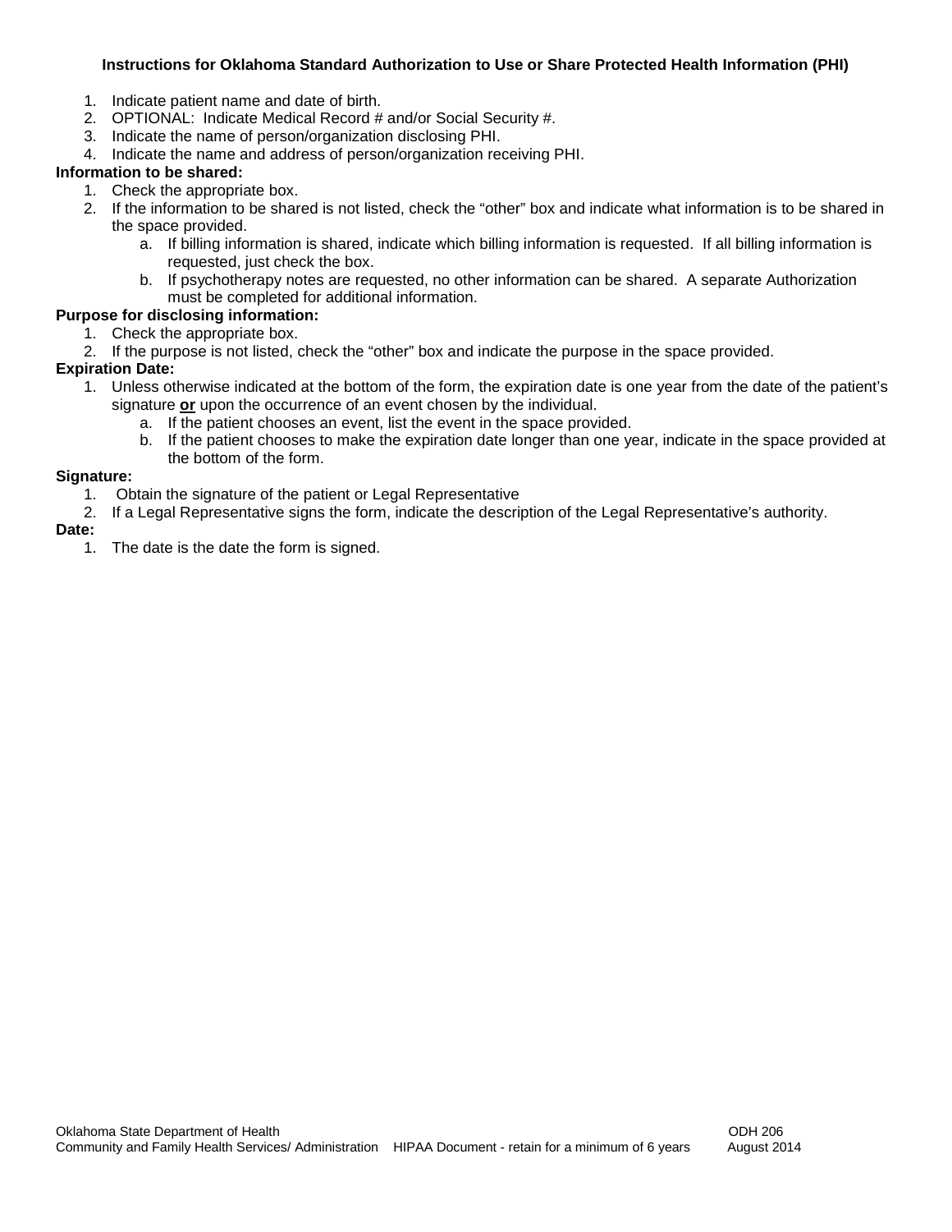## Instructions for Oklahoma Standard Authorization to Use or Share Protected Health Information (PHI)

1. Indicate patient name and date of birth.
2. OPTIONAL: Indicate Medical Record # and/or Social Security #.
3. Indicate the name of person/organization disclosing PHI.
4. Indicate the name and address of person/organization receiving PHI.

**Information to be shared:**

1. Check the appropriate box.
2. If the information to be shared is not listed, check the "other" box and indicate what information is to be shared in the space provided.
    a. If billing information is shared, indicate which billing information is requested. If all billing information is requested, just check the box.
    b. If psychotherapy notes are requested, no other information can be shared. A separate Authorization must be completed for additional information.

**Purpose for disclosing information:**

1. Check the appropriate box.
2. If the purpose is not listed, check the "other" box and indicate the purpose in the space provided.

**Expiration Date:**

1. Unless otherwise indicated at the bottom of the form, the expiration date is one year from the date of the patient's signature **or** upon the occurrence of an event chosen by the individual.
    a. If the patient chooses an event, list the event in the space provided.
    b. If the patient chooses to make the expiration date longer than one year, indicate in the space provided at the bottom of the form.

**Signature:**

1. Obtain the signature of the patient or Legal Representative
2. If a Legal Representative signs the form, indicate the description of the Legal Representative's authority.

**Date:**

1. The date is the date the form is signed.

Oklahoma State Department of Health ODH 206
Community and Family Health Services/ Administration HIPAA Document - retain for a minimum of 6 years August 2014